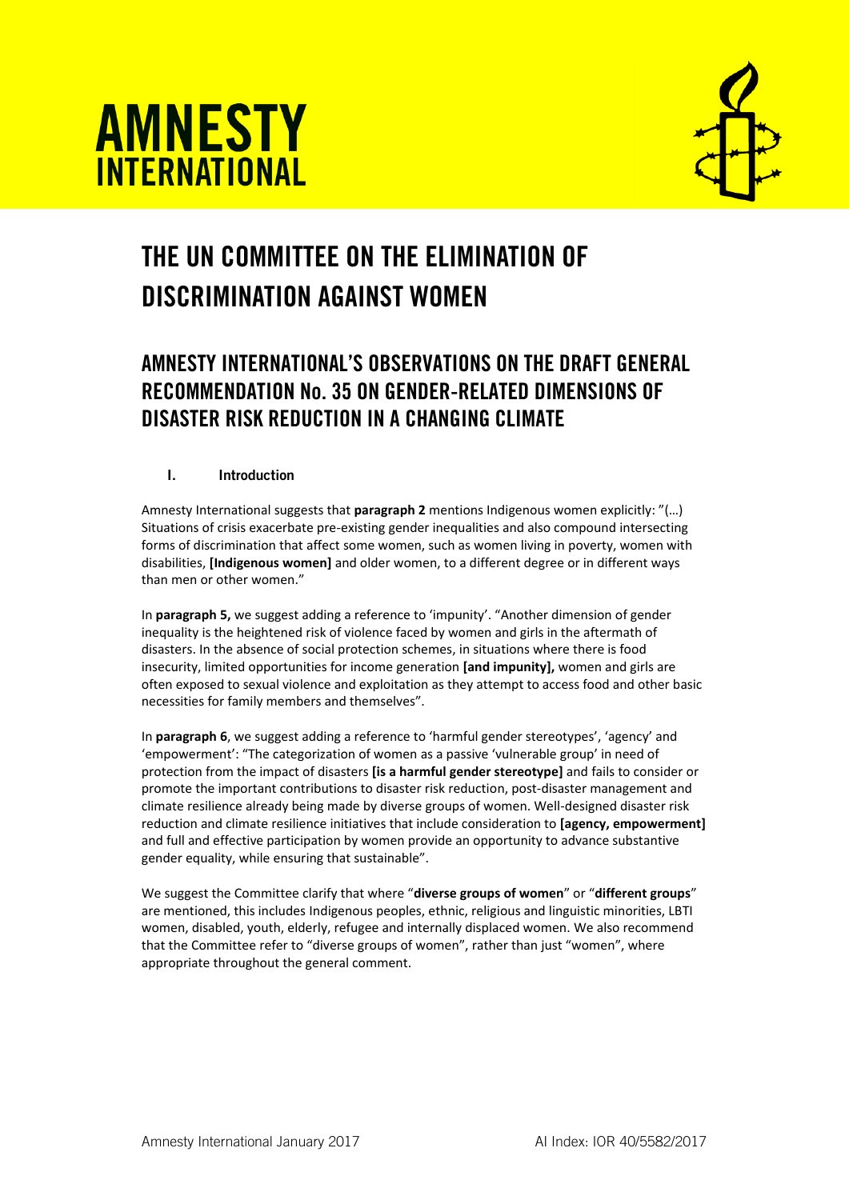# AMNESTY INTERNATIONAL

# THE UN COMMITTEE ON THE ELIMINATION OF DISCRIMINATION AGAINST WOMEN

## AMNESTY INTERNATIONAL'S OBSERVATIONS ON THE DRAFT GENERAL RECOMMENDATION No. 35 ON GENDER-RELATED DIMENSIONS OF DISASTER RISK REDUCTION IN A CHANGING CLIMATE

### I. Introduction

Amnesty International suggests that **paragraph 2** mentions Indigenous women explicitly: "(…) Situations of crisis exacerbate pre-existing gender inequalities and also compound intersecting forms of discrimination that affect some women, such as women living in poverty, women with disabilities, **[Indigenous women]** and older women, to a different degree or in different ways than men or other women."

In **paragraph 5,** we suggest adding a reference to 'impunity'. "Another dimension of gender inequality is the heightened risk of violence faced by women and girls in the aftermath of disasters. In the absence of social protection schemes, in situations where there is food insecurity, limited opportunities for income generation **[and impunity],** women and girls are often exposed to sexual violence and exploitation as they attempt to access food and other basic necessities for family members and themselves".

In **paragraph 6**, we suggest adding a reference to 'harmful gender stereotypes', 'agency' and 'empowerment': "The categorization of women as a passive 'vulnerable group' in need of protection from the impact of disasters **[is a harmful gender stereotype]** and fails to consider or promote the important contributions to disaster risk reduction, post-disaster management and climate resilience already being made by diverse groups of women. Well-designed disaster risk reduction and climate resilience initiatives that include consideration to **[agency, empowerment]** and full and effective participation by women provide an opportunity to advance substantive gender equality, while ensuring that sustainable".

We suggest the Committee clarify that where "**diverse groups of women**" or "**different groups**" are mentioned, this includes Indigenous peoples, ethnic, religious and linguistic minorities, LBTI women, disabled, youth, elderly, refugee and internally displaced women. We also recommend that the Committee refer to "diverse groups of women", rather than just "women", where appropriate throughout the general comment.

Amnesty International January 2017 AI Index: IOR 40/5582/2017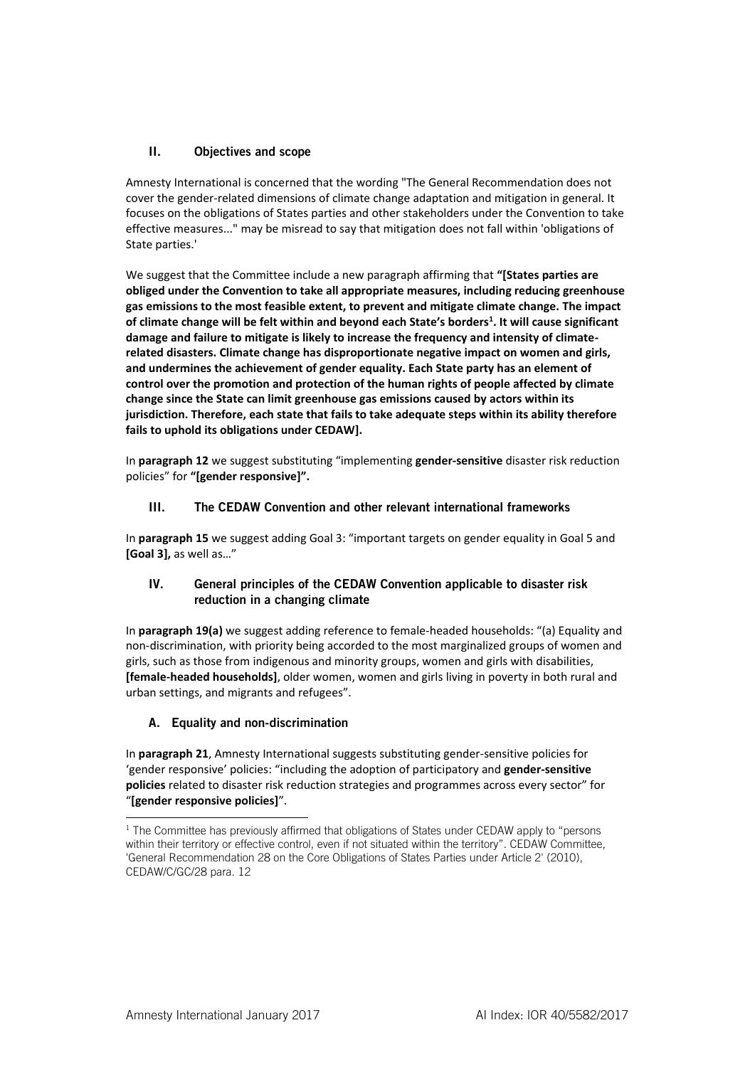## II. Objectives and scope

Amnesty International is concerned that the wording "The General Recommendation does not cover the gender-related dimensions of climate change adaptation and mitigation in general. It focuses on the obligations of States parties and other stakeholders under the Convention to take effective measures..." may be misread to say that mitigation does not fall within 'obligations of State parties.'

We suggest that the Committee include a new paragraph affirming that **"[States parties are obliged under the Convention to take all appropriate measures, including reducing greenhouse gas emissions to the most feasible extent, to prevent and mitigate climate change. The impact of climate change will be felt within and beyond each State's borders[1]. It will cause significant damage and failure to mitigate is likely to increase the frequency and intensity of climate-related disasters. Climate change has disproportionate negative impact on women and girls, and undermines the achievement of gender equality. Each State party has an element of control over the promotion and protection of the human rights of people affected by climate change since the State can limit greenhouse gas emissions caused by actors within its jurisdiction. Therefore, each state that fails to take adequate steps within its ability therefore fails to uphold its obligations under CEDAW].**

In **paragraph 12** we suggest substituting "implementing **gender-sensitive** disaster risk reduction policies" for **"[gender responsive]".**

## III. The CEDAW Convention and other relevant international frameworks

In **paragraph 15** we suggest adding Goal 3: "important targets on gender equality in Goal 5 and **[Goal 3],** as well as…"

## IV. General principles of the CEDAW Convention applicable to disaster risk reduction in a changing climate

In **paragraph 19(a)** we suggest adding reference to female-headed households: "(a) Equality and non-discrimination, with priority being accorded to the most marginalized groups of women and girls, such as those from indigenous and minority groups, women and girls with disabilities, **[female-headed households]**, older women, women and girls living in poverty in both rural and urban settings, and migrants and refugees".

### A. Equality and non-discrimination

In **paragraph 21**, Amnesty International suggests substituting gender-sensitive policies for 'gender responsive' policies: "including the adoption of participatory and **gender-sensitive policies** related to disaster risk reduction strategies and programmes across every sector" for "**[gender responsive policies]**".

[1] The Committee has previously affirmed that obligations of States under CEDAW apply to "persons within their territory or effective control, even if not situated within the territory". CEDAW Committee, 'General Recommendation 28 on the Core Obligations of States Parties under Article 2' (2010), CEDAW/C/GC/28 para. 12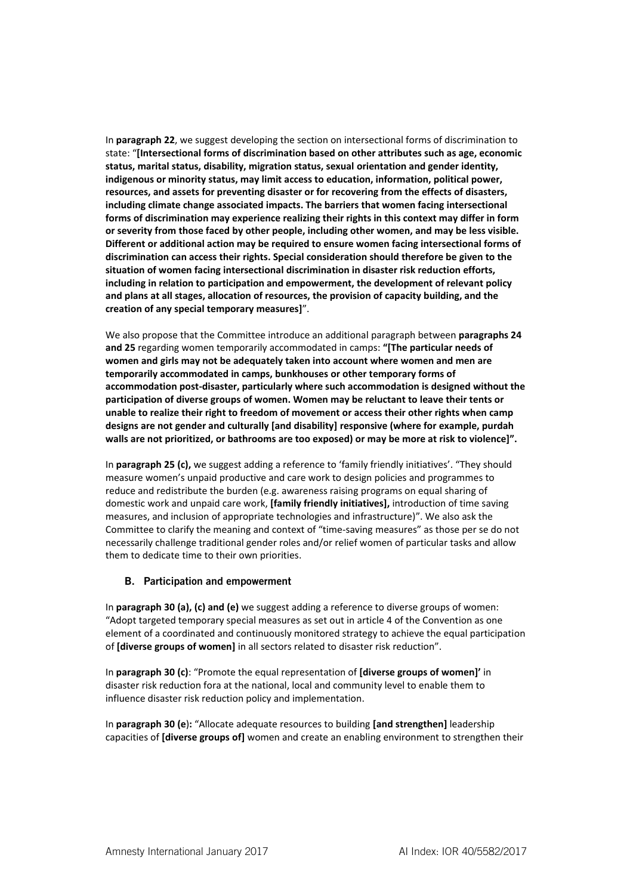In **paragraph 22**, we suggest developing the section on intersectional forms of discrimination to state: "**[Intersectional forms of discrimination based on other attributes such as age, economic status, marital status, disability, migration status, sexual orientation and gender identity, indigenous or minority status, may limit access to education, information, political power, resources, and assets for preventing disaster or for recovering from the effects of disasters, including climate change associated impacts. The barriers that women facing intersectional forms of discrimination may experience realizing their rights in this context may differ in form or severity from those faced by other people, including other women, and may be less visible. Different or additional action may be required to ensure women facing intersectional forms of discrimination can access their rights. Special consideration should therefore be given to the situation of women facing intersectional discrimination in disaster risk reduction efforts, including in relation to participation and empowerment, the development of relevant policy and plans at all stages, allocation of resources, the provision of capacity building, and the creation of any special temporary measures]**".

We also propose that the Committee introduce an additional paragraph between **paragraphs 24 and 25** regarding women temporarily accommodated in camps: **"[The particular needs of women and girls may not be adequately taken into account where women and men are temporarily accommodated in camps, bunkhouses or other temporary forms of accommodation post-disaster, particularly where such accommodation is designed without the participation of diverse groups of women. Women may be reluctant to leave their tents or unable to realize their right to freedom of movement or access their other rights when camp designs are not gender and culturally [and disability] responsive (where for example, purdah walls are not prioritized, or bathrooms are too exposed) or may be more at risk to violence]".**

In **paragraph 25 (c),** we suggest adding a reference to 'family friendly initiatives'. "They should measure women's unpaid productive and care work to design policies and programmes to reduce and redistribute the burden (e.g. awareness raising programs on equal sharing of domestic work and unpaid care work, **[family friendly initiatives],** introduction of time saving measures, and inclusion of appropriate technologies and infrastructure)". We also ask the Committee to clarify the meaning and context of "time-saving measures" as those per se do not necessarily challenge traditional gender roles and/or relief women of particular tasks and allow them to dedicate time to their own priorities.

### B. Participation and empowerment

In **paragraph 30 (a), (c) and (e)** we suggest adding a reference to diverse groups of women: "Adopt targeted temporary special measures as set out in article 4 of the Convention as one element of a coordinated and continuously monitored strategy to achieve the equal participation of **[diverse groups of women]** in all sectors related to disaster risk reduction".

In **paragraph 30 (c)**: "Promote the equal representation of **[diverse groups of women]'** in disaster risk reduction fora at the national, local and community level to enable them to influence disaster risk reduction policy and implementation.

In **paragraph 30 (e)**: "Allocate adequate resources to building **[and strengthen]** leadership capacities of **[diverse groups of]** women and create an enabling environment to strengthen their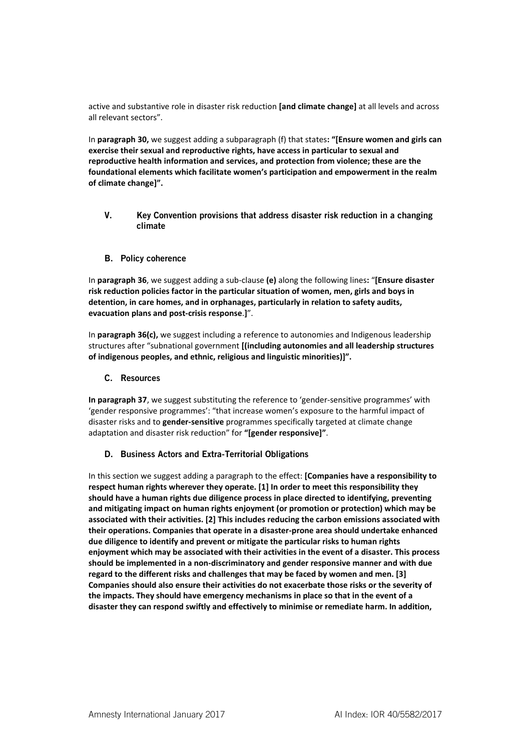active and substantive role in disaster risk reduction **[and climate change]** at all levels and across all relevant sectors".

In **paragraph 30,** we suggest adding a subparagraph (f) that states**: "[Ensure women and girls can exercise their sexual and reproductive rights, have access in particular to sexual and reproductive health information and services, and protection from violence; these are the foundational elements which facilitate women's participation and empowerment in the realm of climate change]".**

## V. Key Convention provisions that address disaster risk reduction in a changing climate

### B. Policy coherence

In **paragraph 36**, we suggest adding a sub-clause **(e)** along the following lines**:** "**[Ensure disaster risk reduction policies factor in the particular situation of women, men, girls and boys in detention, in care homes, and in orphanages, particularly in relation to safety audits, evacuation plans and post-crisis response**.**]**".

In **paragraph 36(c),** we suggest including a reference to autonomies and Indigenous leadership structures after "subnational government **[(including autonomies and all leadership structures of indigenous peoples, and ethnic, religious and linguistic minorities)]".**

### C. Resources

**In paragraph 37**, we suggest substituting the reference to 'gender-sensitive programmes' with 'gender responsive programmes': "that increase women's exposure to the harmful impact of disaster risks and to **gender-sensitive** programmes specifically targeted at climate change adaptation and disaster risk reduction" for **"[gender responsive]"**.

### D. Business Actors and Extra-Territorial Obligations

In this section we suggest adding a paragraph to the effect: **[Companies have a responsibility to respect human rights wherever they operate. [1] In order to meet this responsibility they should have a human rights due diligence process in place directed to identifying, preventing and mitigating impact on human rights enjoyment (or promotion or protection) which may be associated with their activities. [2] This includes reducing the carbon emissions associated with their operations. Companies that operate in a disaster-prone area should undertake enhanced due diligence to identify and prevent or mitigate the particular risks to human rights enjoyment which may be associated with their activities in the event of a disaster. This process should be implemented in a non-discriminatory and gender responsive manner and with due regard to the different risks and challenges that may be faced by women and men. [3] Companies should also ensure their activities do not exacerbate those risks or the severity of the impacts. They should have emergency mechanisms in place so that in the event of a disaster they can respond swiftly and effectively to minimise or remediate harm. In addition,**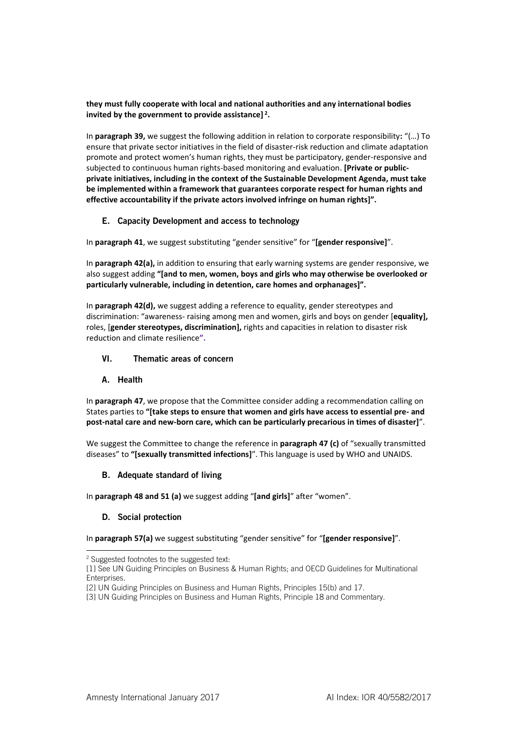**they must fully cooperate with local and national authorities and any international bodies invited by the government to provide assistance]**[2]**.**

In **paragraph 39,** we suggest the following addition in relation to corporate responsibility**:** "(…) To ensure that private sector initiatives in the field of disaster-risk reduction and climate adaptation promote and protect women's human rights, they must be participatory, gender-responsive and subjected to continuous human rights-based monitoring and evaluation. **[Private or public-private initiatives, including in the context of the Sustainable Development Agenda, must take be implemented within a framework that guarantees corporate respect for human rights and effective accountability if the private actors involved infringe on human rights]".**

### E. Capacity Development and access to technology

In **paragraph 41**, we suggest substituting "gender sensitive" for "**[gender responsive]**".

In **paragraph 42(a),** in addition to ensuring that early warning systems are gender responsive, we also suggest adding **"[and to men, women, boys and girls who may otherwise be overlooked or particularly vulnerable, including in detention, care homes and orphanages]".**

In **paragraph 42(d),** we suggest adding a reference to equality, gender stereotypes and discrimination: "awareness- raising among men and women, girls and boys on gender [**equality],** roles, [**gender stereotypes, discrimination],** rights and capacities in relation to disaster risk reduction and climate resilience**".**

## VI. Thematic areas of concern

### A. Health

In **paragraph 47**, we propose that the Committee consider adding a recommendation calling on States parties to **"[take steps to ensure that women and girls have access to essential pre- and post-natal care and new-born care, which can be particularly precarious in times of disaster]**".

We suggest the Committee to change the reference in **paragraph 47 (c)** of "sexually transmitted diseases" to **"[sexually transmitted infections]**". This language is used by WHO and UNAIDS.

### B. Adequate standard of living

In **paragraph 48 and 51 (a)** we suggest adding "**[and girls]**" after "women".

### D. Social protection

In **paragraph 57(a)** we suggest substituting "gender sensitive" for "**[gender responsive]**".

---

[2] Suggested footnotes to the suggested text:

[1] See UN Guiding Principles on Business & Human Rights; and OECD Guidelines for Multinational Enterprises.

[2] UN Guiding Principles on Business and Human Rights, Principles 15(b) and 17.

[3] UN Guiding Principles on Business and Human Rights, Principle 18 and Commentary.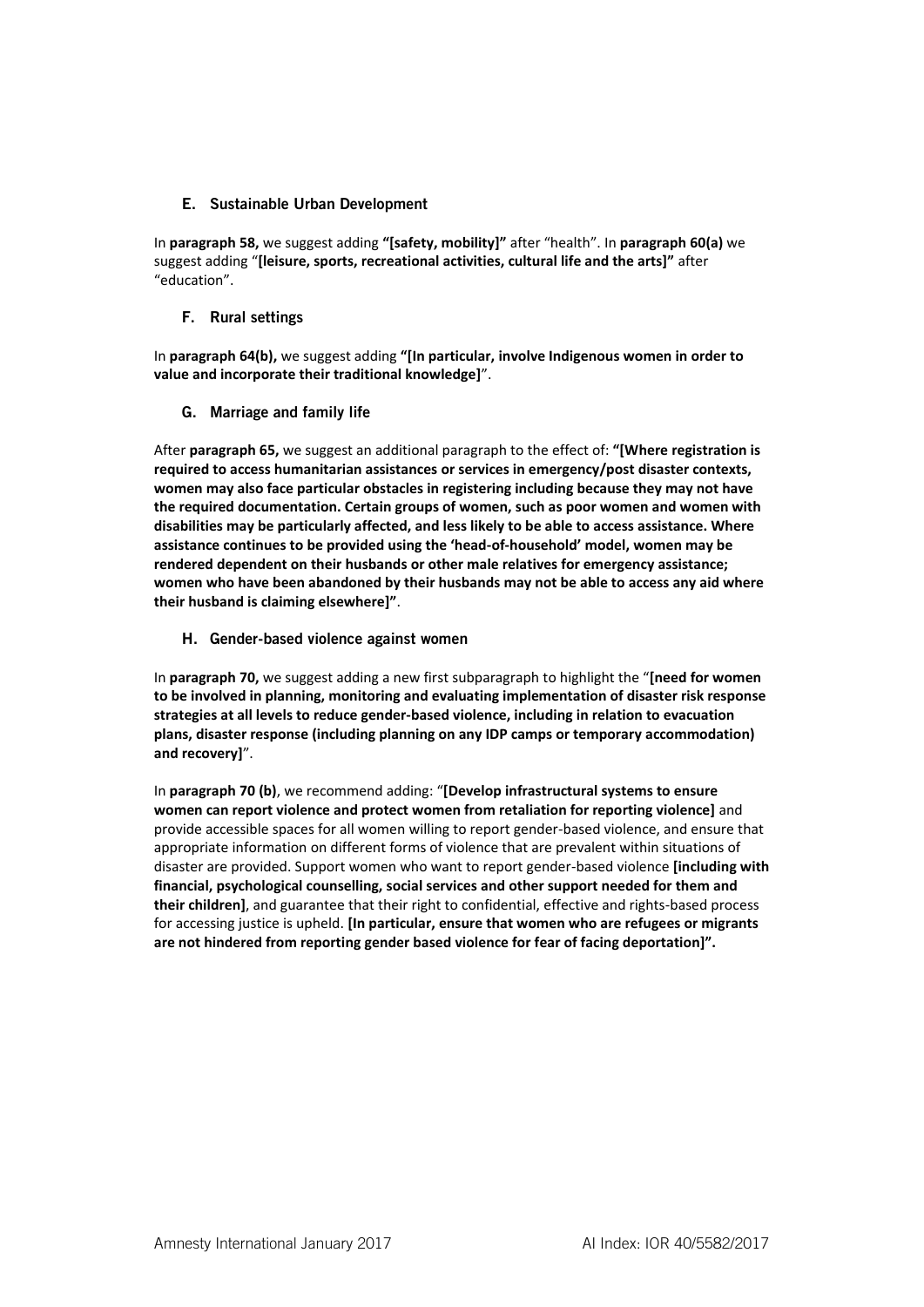## E. Sustainable Urban Development

In **paragraph 58,** we suggest adding **"[safety, mobility]"** after "health". In **paragraph 60(a)** we suggest adding "**[leisure, sports, recreational activities, cultural life and the arts]"** after "education".

## F. Rural settings

In **paragraph 64(b),** we suggest adding **"[In particular, involve Indigenous women in order to value and incorporate their traditional knowledge]**".

## G. Marriage and family life

After **paragraph 65,** we suggest an additional paragraph to the effect of: **"[Where registration is required to access humanitarian assistances or services in emergency/post disaster contexts, women may also face particular obstacles in registering including because they may not have the required documentation. Certain groups of women, such as poor women and women with disabilities may be particularly affected, and less likely to be able to access assistance. Where assistance continues to be provided using the 'head-of-household' model, women may be rendered dependent on their husbands or other male relatives for emergency assistance; women who have been abandoned by their husbands may not be able to access any aid where their husband is claiming elsewhere]"**.

## H. Gender-based violence against women

In **paragraph 70,** we suggest adding a new first subparagraph to highlight the "**[need for women to be involved in planning, monitoring and evaluating implementation of disaster risk response strategies at all levels to reduce gender-based violence, including in relation to evacuation plans, disaster response (including planning on any IDP camps or temporary accommodation) and recovery]**".

In **paragraph 70 (b)**, we recommend adding: "**[Develop infrastructural systems to ensure women can report violence and protect women from retaliation for reporting violence]** and provide accessible spaces for all women willing to report gender-based violence, and ensure that appropriate information on different forms of violence that are prevalent within situations of disaster are provided. Support women who want to report gender-based violence **[including with financial, psychological counselling, social services and other support needed for them and their children]**, and guarantee that their right to confidential, effective and rights-based process for accessing justice is upheld. **[In particular, ensure that women who are refugees or migrants are not hindered from reporting gender based violence for fear of facing deportation]".**